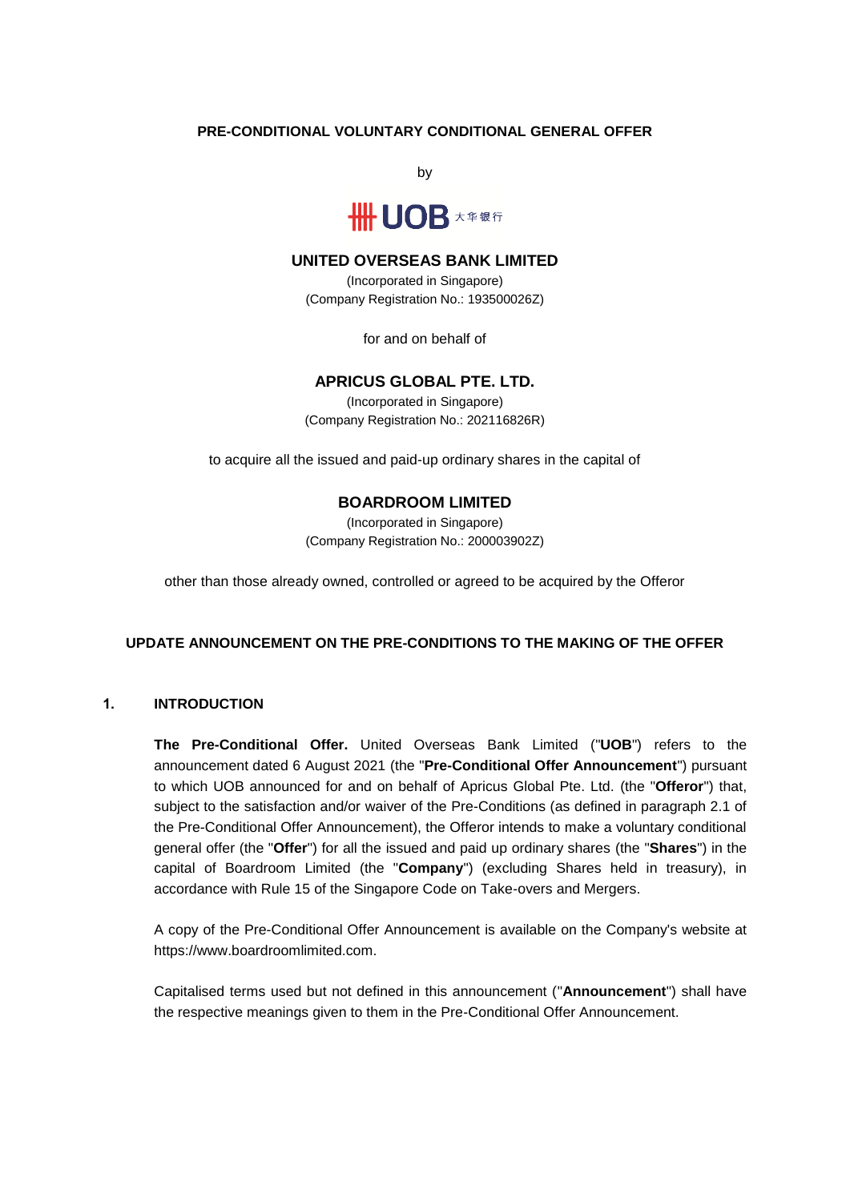**PRE-CONDITIONAL VOLUNTARY CONDITIONAL GENERAL OFFER**

by

UOB 大华银行

**UNITED OVERSEAS BANK LIMITED**

(Incorporated in Singapore)
(Company Registration No.: 193500026Z)

for and on behalf of

**APRICUS GLOBAL PTE. LTD.**

(Incorporated in Singapore)
(Company Registration No.: 202116826R)

to acquire all the issued and paid-up ordinary shares in the capital of

**BOARDROOM LIMITED**

(Incorporated in Singapore)
(Company Registration No.: 200003902Z)

other than those already owned, controlled or agreed to be acquired by the Offeror

**UPDATE ANNOUNCEMENT ON THE PRE-CONDITIONS TO THE MAKING OF THE OFFER**

## 1. INTRODUCTION

**The Pre-Conditional Offer.** United Overseas Bank Limited ("**UOB**") refers to the announcement dated 6 August 2021 (the "**Pre-Conditional Offer Announcement**") pursuant to which UOB announced for and on behalf of Apricus Global Pte. Ltd. (the "**Offeror**") that, subject to the satisfaction and/or waiver of the Pre-Conditions (as defined in paragraph 2.1 of the Pre-Conditional Offer Announcement), the Offeror intends to make a voluntary conditional general offer (the "**Offer**") for all the issued and paid up ordinary shares (the "**Shares**") in the capital of Boardroom Limited (the "**Company**") (excluding Shares held in treasury), in accordance with Rule 15 of the Singapore Code on Take-overs and Mergers.

A copy of the Pre-Conditional Offer Announcement is available on the Company's website at https://www.boardroomlimited.com.

Capitalised terms used but not defined in this announcement ("**Announcement**") shall have the respective meanings given to them in the Pre-Conditional Offer Announcement.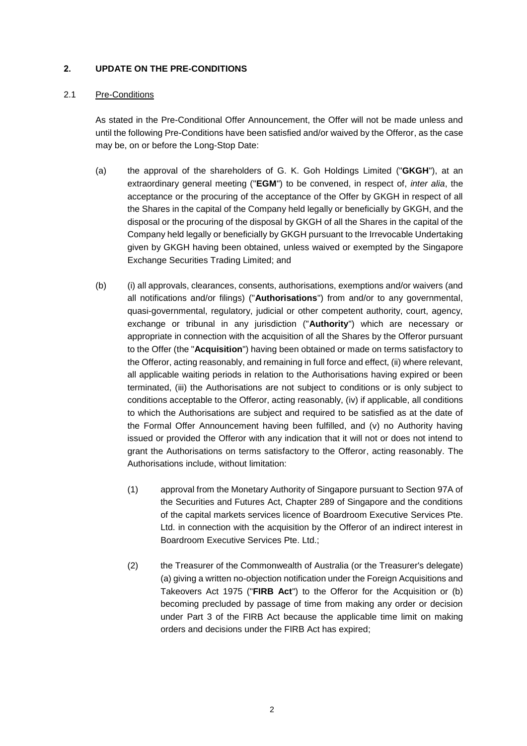## 2. UPDATE ON THE PRE-CONDITIONS

### 2.1 Pre-Conditions

As stated in the Pre-Conditional Offer Announcement, the Offer will not be made unless and until the following Pre-Conditions have been satisfied and/or waived by the Offeror, as the case may be, on or before the Long-Stop Date:

(a) the approval of the shareholders of G. K. Goh Holdings Limited ("**GKGH**"), at an extraordinary general meeting ("**EGM**") to be convened, in respect of, *inter alia*, the acceptance or the procuring of the acceptance of the Offer by GKGH in respect of all the Shares in the capital of the Company held legally or beneficially by GKGH, and the disposal or the procuring of the disposal by GKGH of all the Shares in the capital of the Company held legally or beneficially by GKGH pursuant to the Irrevocable Undertaking given by GKGH having been obtained, unless waived or exempted by the Singapore Exchange Securities Trading Limited; and

(b) (i) all approvals, clearances, consents, authorisations, exemptions and/or waivers (and all notifications and/or filings) ("**Authorisations**") from and/or to any governmental, quasi-governmental, regulatory, judicial or other competent authority, court, agency, exchange or tribunal in any jurisdiction ("**Authority**") which are necessary or appropriate in connection with the acquisition of all the Shares by the Offeror pursuant to the Offer (the "**Acquisition**") having been obtained or made on terms satisfactory to the Offeror, acting reasonably, and remaining in full force and effect, (ii) where relevant, all applicable waiting periods in relation to the Authorisations having expired or been terminated, (iii) the Authorisations are not subject to conditions or is only subject to conditions acceptable to the Offeror, acting reasonably, (iv) if applicable, all conditions to which the Authorisations are subject and required to be satisfied as at the date of the Formal Offer Announcement having been fulfilled, and (v) no Authority having issued or provided the Offeror with any indication that it will not or does not intend to grant the Authorisations on terms satisfactory to the Offeror, acting reasonably. The Authorisations include, without limitation:

    (1) approval from the Monetary Authority of Singapore pursuant to Section 97A of the Securities and Futures Act, Chapter 289 of Singapore and the conditions of the capital markets services licence of Boardroom Executive Services Pte. Ltd. in connection with the acquisition by the Offeror of an indirect interest in Boardroom Executive Services Pte. Ltd.;

    (2) the Treasurer of the Commonwealth of Australia (or the Treasurer's delegate) (a) giving a written no-objection notification under the Foreign Acquisitions and Takeovers Act 1975 ("**FIRB Act**") to the Offeror for the Acquisition or (b) becoming precluded by passage of time from making any order or decision under Part 3 of the FIRB Act because the applicable time limit on making orders and decisions under the FIRB Act has expired;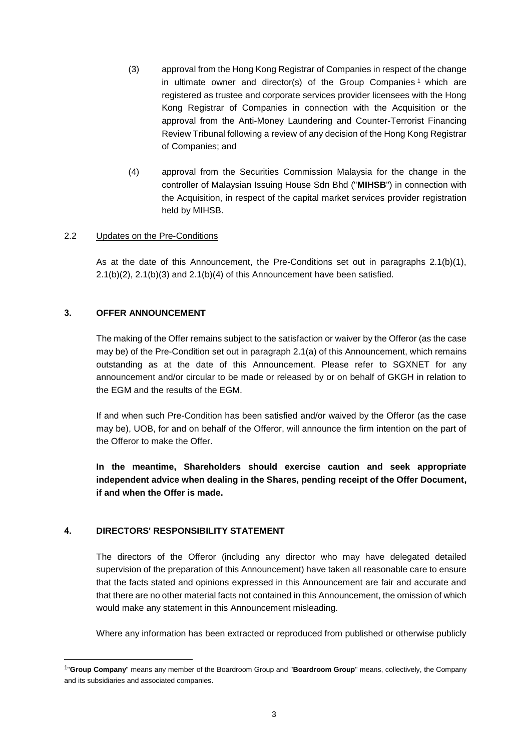(3) approval from the Hong Kong Registrar of Companies in respect of the change in ultimate owner and director(s) of the Group Companies[1] which are registered as trustee and corporate services provider licensees with the Hong Kong Registrar of Companies in connection with the Acquisition or the approval from the Anti-Money Laundering and Counter-Terrorist Financing Review Tribunal following a review of any decision of the Hong Kong Registrar of Companies; and

(4) approval from the Securities Commission Malaysia for the change in the controller of Malaysian Issuing House Sdn Bhd ("**MIHSB**") in connection with the Acquisition, in respect of the capital market services provider registration held by MIHSB.

2.2 Updates on the Pre-Conditions

As at the date of this Announcement, the Pre-Conditions set out in paragraphs 2.1(b)(1), 2.1(b)(2), 2.1(b)(3) and 2.1(b)(4) of this Announcement have been satisfied.

## 3. OFFER ANNOUNCEMENT

The making of the Offer remains subject to the satisfaction or waiver by the Offeror (as the case may be) of the Pre-Condition set out in paragraph 2.1(a) of this Announcement, which remains outstanding as at the date of this Announcement. Please refer to SGXNET for any announcement and/or circular to be made or released by or on behalf of GKGH in relation to the EGM and the results of the EGM.

If and when such Pre-Condition has been satisfied and/or waived by the Offeror (as the case may be), UOB, for and on behalf of the Offeror, will announce the firm intention on the part of the Offeror to make the Offer.

**In the meantime, Shareholders should exercise caution and seek appropriate independent advice when dealing in the Shares, pending receipt of the Offer Document, if and when the Offer is made.**

## 4. DIRECTORS' RESPONSIBILITY STATEMENT

The directors of the Offeror (including any director who may have delegated detailed supervision of the preparation of this Announcement) have taken all reasonable care to ensure that the facts stated and opinions expressed in this Announcement are fair and accurate and that there are no other material facts not contained in this Announcement, the omission of which would make any statement in this Announcement misleading.

Where any information has been extracted or reproduced from published or otherwise publicly

[1] "**Group Company**" means any member of the Boardroom Group and "**Boardroom Group**" means, collectively, the Company and its subsidiaries and associated companies.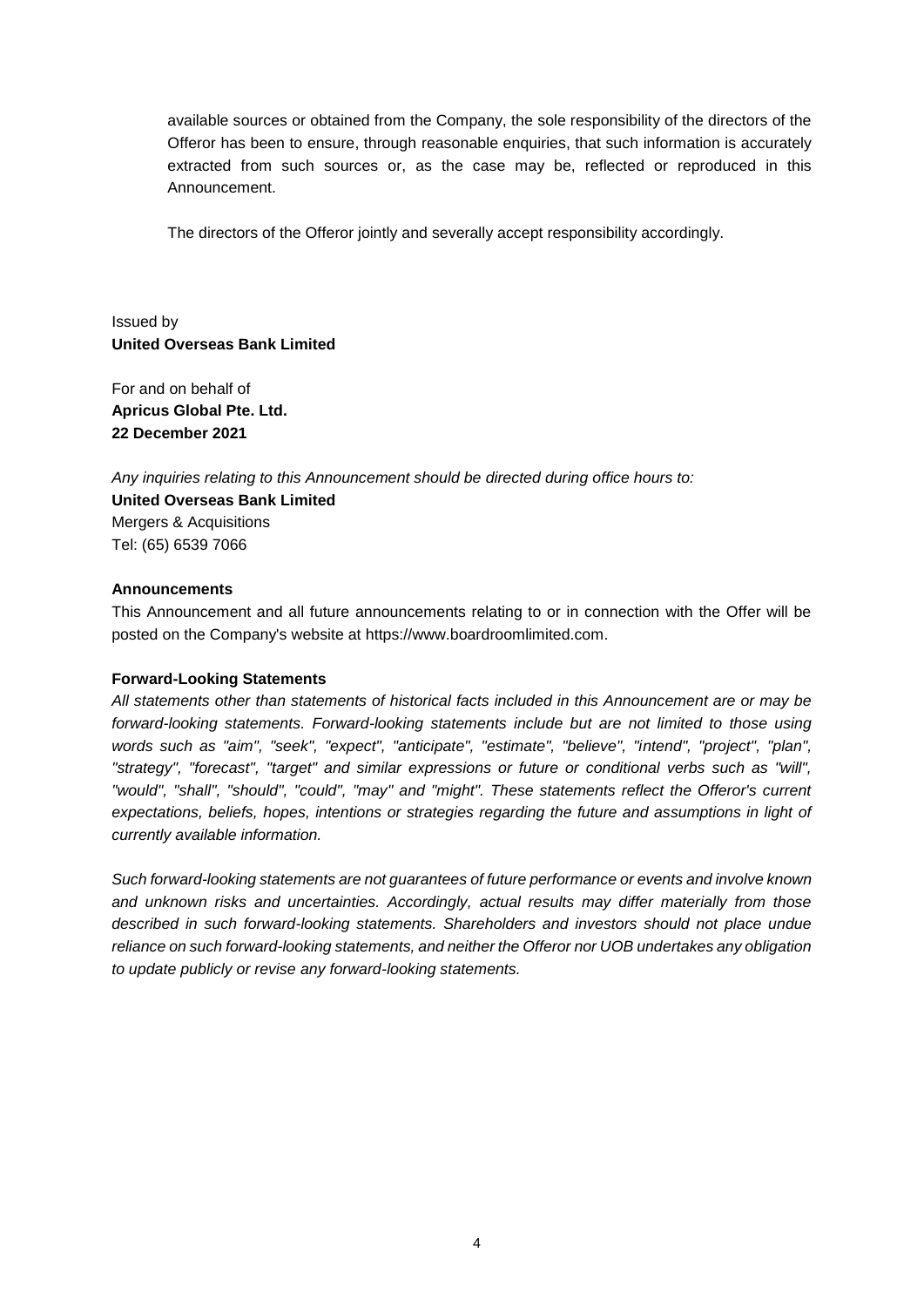available sources or obtained from the Company, the sole responsibility of the directors of the Offeror has been to ensure, through reasonable enquiries, that such information is accurately extracted from such sources or, as the case may be, reflected or reproduced in this Announcement.

The directors of the Offeror jointly and severally accept responsibility accordingly.

Issued by
**United Overseas Bank Limited**

For and on behalf of
**Apricus Global Pte. Ltd.**
**22 December 2021**

*Any inquiries relating to this Announcement should be directed during office hours to:*
**United Overseas Bank Limited**
Mergers & Acquisitions
Tel: (65) 6539 7066

**Announcements**

This Announcement and all future announcements relating to or in connection with the Offer will be posted on the Company's website at https://www.boardroomlimited.com.

**Forward-Looking Statements**

*All statements other than statements of historical facts included in this Announcement are or may be forward-looking statements. Forward-looking statements include but are not limited to those using words such as "aim", "seek", "expect", "anticipate", "estimate", "believe", "intend", "project", "plan", "strategy", "forecast", "target" and similar expressions or future or conditional verbs such as "will", "would", "shall", "should", "could", "may" and "might". These statements reflect the Offeror's current expectations, beliefs, hopes, intentions or strategies regarding the future and assumptions in light of currently available information.*

*Such forward-looking statements are not guarantees of future performance or events and involve known and unknown risks and uncertainties. Accordingly, actual results may differ materially from those described in such forward-looking statements. Shareholders and investors should not place undue reliance on such forward-looking statements, and neither the Offeror nor UOB undertakes any obligation to update publicly or revise any forward-looking statements.*